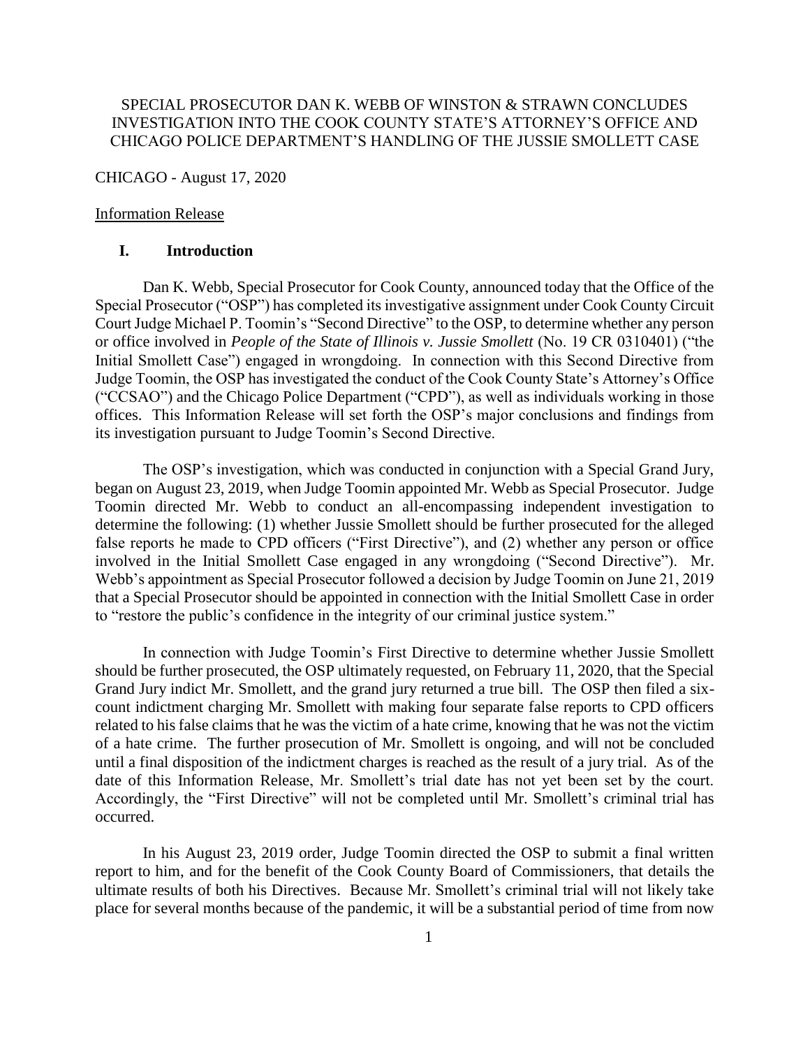# SPECIAL PROSECUTOR DAN K. WEBB OF WINSTON & STRAWN CONCLUDES INVESTIGATION INTO THE COOK COUNTY STATE'S ATTORNEY'S OFFICE AND CHICAGO POLICE DEPARTMENT'S HANDLING OF THE JUSSIE SMOLLETT CASE

CHICAGO - August 17, 2020

Information Release

## I. Introduction

Dan K. Webb, Special Prosecutor for Cook County, announced today that the Office of the Special Prosecutor ("OSP") has completed its investigative assignment under Cook County Circuit Court Judge Michael P. Toomin's "Second Directive" to the OSP, to determine whether any person or office involved in *People of the State of Illinois v. Jussie Smollett* (No. 19 CR 0310401) ("the Initial Smollett Case") engaged in wrongdoing. In connection with this Second Directive from Judge Toomin, the OSP has investigated the conduct of the Cook County State's Attorney's Office ("CCSAO") and the Chicago Police Department ("CPD"), as well as individuals working in those offices. This Information Release will set forth the OSP's major conclusions and findings from its investigation pursuant to Judge Toomin's Second Directive.

The OSP's investigation, which was conducted in conjunction with a Special Grand Jury, began on August 23, 2019, when Judge Toomin appointed Mr. Webb as Special Prosecutor. Judge Toomin directed Mr. Webb to conduct an all-encompassing independent investigation to determine the following: (1) whether Jussie Smollett should be further prosecuted for the alleged false reports he made to CPD officers ("First Directive"), and (2) whether any person or office involved in the Initial Smollett Case engaged in any wrongdoing ("Second Directive"). Mr. Webb's appointment as Special Prosecutor followed a decision by Judge Toomin on June 21, 2019 that a Special Prosecutor should be appointed in connection with the Initial Smollett Case in order to "restore the public's confidence in the integrity of our criminal justice system."

In connection with Judge Toomin's First Directive to determine whether Jussie Smollett should be further prosecuted, the OSP ultimately requested, on February 11, 2020, that the Special Grand Jury indict Mr. Smollett, and the grand jury returned a true bill. The OSP then filed a six-count indictment charging Mr. Smollett with making four separate false reports to CPD officers related to his false claims that he was the victim of a hate crime, knowing that he was not the victim of a hate crime. The further prosecution of Mr. Smollett is ongoing, and will not be concluded until a final disposition of the indictment charges is reached as the result of a jury trial. As of the date of this Information Release, Mr. Smollett's trial date has not yet been set by the court. Accordingly, the "First Directive" will not be completed until Mr. Smollett's criminal trial has occurred.

In his August 23, 2019 order, Judge Toomin directed the OSP to submit a final written report to him, and for the benefit of the Cook County Board of Commissioners, that details the ultimate results of both his Directives. Because Mr. Smollett's criminal trial will not likely take place for several months because of the pandemic, it will be a substantial period of time from now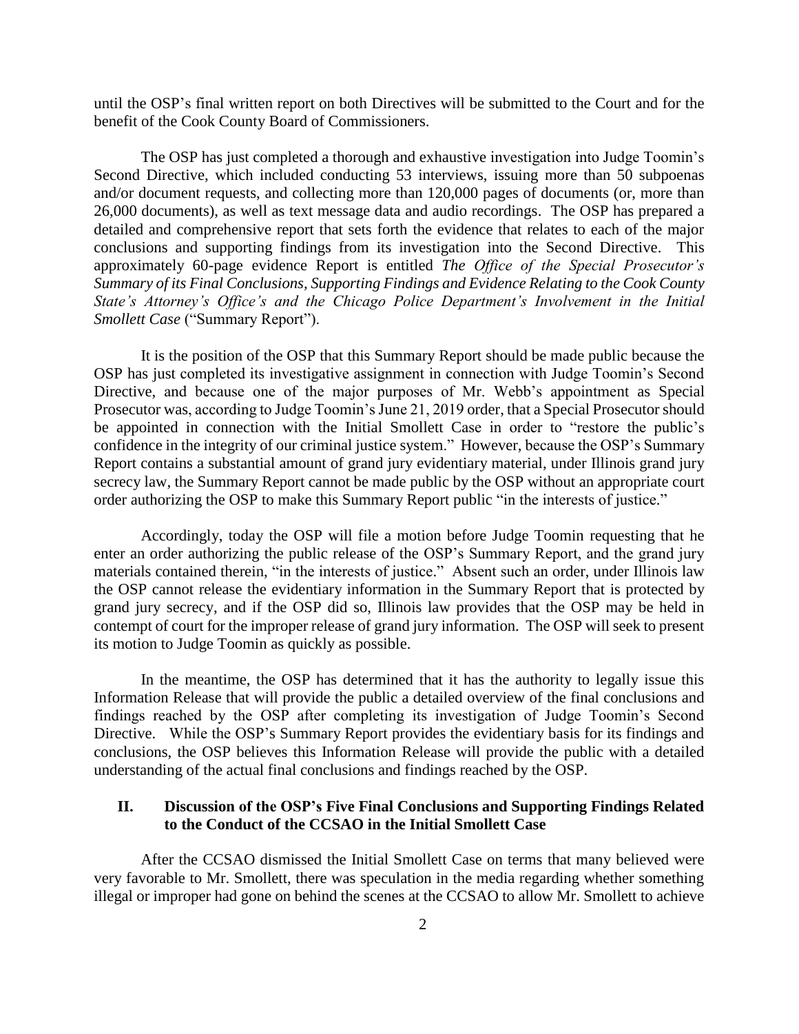until the OSP's final written report on both Directives will be submitted to the Court and for the benefit of the Cook County Board of Commissioners.

The OSP has just completed a thorough and exhaustive investigation into Judge Toomin's Second Directive, which included conducting 53 interviews, issuing more than 50 subpoenas and/or document requests, and collecting more than 120,000 pages of documents (or, more than 26,000 documents), as well as text message data and audio recordings. The OSP has prepared a detailed and comprehensive report that sets forth the evidence that relates to each of the major conclusions and supporting findings from its investigation into the Second Directive. This approximately 60-page evidence Report is entitled *The Office of the Special Prosecutor's Summary of its Final Conclusions, Supporting Findings and Evidence Relating to the Cook County State's Attorney's Office's and the Chicago Police Department's Involvement in the Initial Smollett Case* ("Summary Report").

It is the position of the OSP that this Summary Report should be made public because the OSP has just completed its investigative assignment in connection with Judge Toomin's Second Directive, and because one of the major purposes of Mr. Webb's appointment as Special Prosecutor was, according to Judge Toomin's June 21, 2019 order, that a Special Prosecutor should be appointed in connection with the Initial Smollett Case in order to "restore the public's confidence in the integrity of our criminal justice system." However, because the OSP's Summary Report contains a substantial amount of grand jury evidentiary material, under Illinois grand jury secrecy law, the Summary Report cannot be made public by the OSP without an appropriate court order authorizing the OSP to make this Summary Report public "in the interests of justice."

Accordingly, today the OSP will file a motion before Judge Toomin requesting that he enter an order authorizing the public release of the OSP's Summary Report, and the grand jury materials contained therein, "in the interests of justice." Absent such an order, under Illinois law the OSP cannot release the evidentiary information in the Summary Report that is protected by grand jury secrecy, and if the OSP did so, Illinois law provides that the OSP may be held in contempt of court for the improper release of grand jury information. The OSP will seek to present its motion to Judge Toomin as quickly as possible.

In the meantime, the OSP has determined that it has the authority to legally issue this Information Release that will provide the public a detailed overview of the final conclusions and findings reached by the OSP after completing its investigation of Judge Toomin's Second Directive. While the OSP's Summary Report provides the evidentiary basis for its findings and conclusions, the OSP believes this Information Release will provide the public with a detailed understanding of the actual final conclusions and findings reached by the OSP.

## II. Discussion of the OSP's Five Final Conclusions and Supporting Findings Related to the Conduct of the CCSAO in the Initial Smollett Case

After the CCSAO dismissed the Initial Smollett Case on terms that many believed were very favorable to Mr. Smollett, there was speculation in the media regarding whether something illegal or improper had gone on behind the scenes at the CCSAO to allow Mr. Smollett to achieve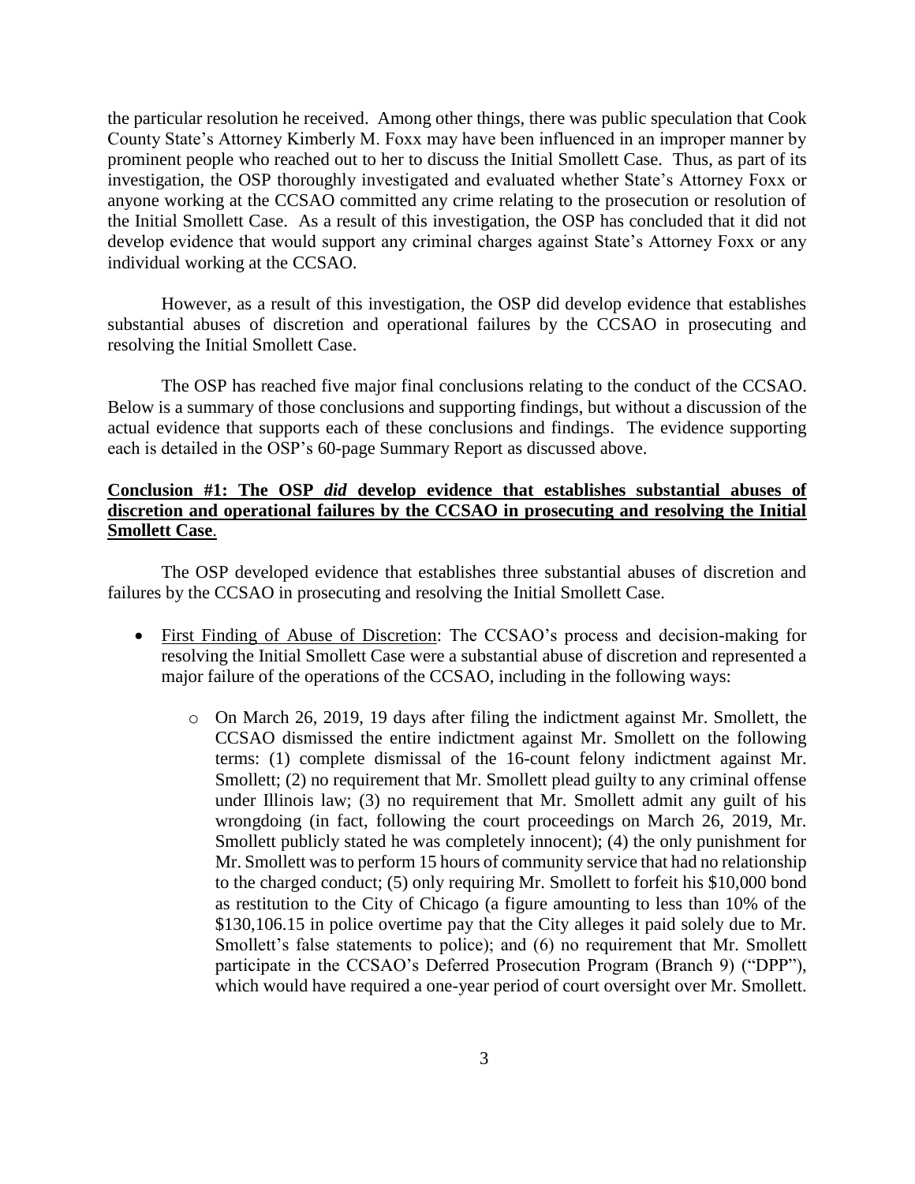the particular resolution he received. Among other things, there was public speculation that Cook County State's Attorney Kimberly M. Foxx may have been influenced in an improper manner by prominent people who reached out to her to discuss the Initial Smollett Case. Thus, as part of its investigation, the OSP thoroughly investigated and evaluated whether State's Attorney Foxx or anyone working at the CCSAO committed any crime relating to the prosecution or resolution of the Initial Smollett Case. As a result of this investigation, the OSP has concluded that it did not develop evidence that would support any criminal charges against State's Attorney Foxx or any individual working at the CCSAO.

However, as a result of this investigation, the OSP did develop evidence that establishes substantial abuses of discretion and operational failures by the CCSAO in prosecuting and resolving the Initial Smollett Case.

The OSP has reached five major final conclusions relating to the conduct of the CCSAO. Below is a summary of those conclusions and supporting findings, but without a discussion of the actual evidence that supports each of these conclusions and findings. The evidence supporting each is detailed in the OSP's 60-page Summary Report as discussed above.

<u>**Conclusion #1: The OSP *did* develop evidence that establishes substantial abuses of discretion and operational failures by the CCSAO in prosecuting and resolving the Initial Smollett Case**</u>.

The OSP developed evidence that establishes three substantial abuses of discretion and failures by the CCSAO in prosecuting and resolving the Initial Smollett Case.

- <u>First Finding of Abuse of Discretion</u>: The CCSAO's process and decision-making for resolving the Initial Smollett Case were a substantial abuse of discretion and represented a major failure of the operations of the CCSAO, including in the following ways:
  - On March 26, 2019, 19 days after filing the indictment against Mr. Smollett, the CCSAO dismissed the entire indictment against Mr. Smollett on the following terms: (1) complete dismissal of the 16-count felony indictment against Mr. Smollett; (2) no requirement that Mr. Smollett plead guilty to any criminal offense under Illinois law; (3) no requirement that Mr. Smollett admit any guilt of his wrongdoing (in fact, following the court proceedings on March 26, 2019, Mr. Smollett publicly stated he was completely innocent); (4) the only punishment for Mr. Smollett was to perform 15 hours of community service that had no relationship to the charged conduct; (5) only requiring Mr. Smollett to forfeit his $10,000 bond as restitution to the City of Chicago (a figure amounting to less than 10% of the $130,106.15 in police overtime pay that the City alleges it paid solely due to Mr. Smollett's false statements to police); and (6) no requirement that Mr. Smollett participate in the CCSAO's Deferred Prosecution Program (Branch 9) ("DPP"), which would have required a one-year period of court oversight over Mr. Smollett.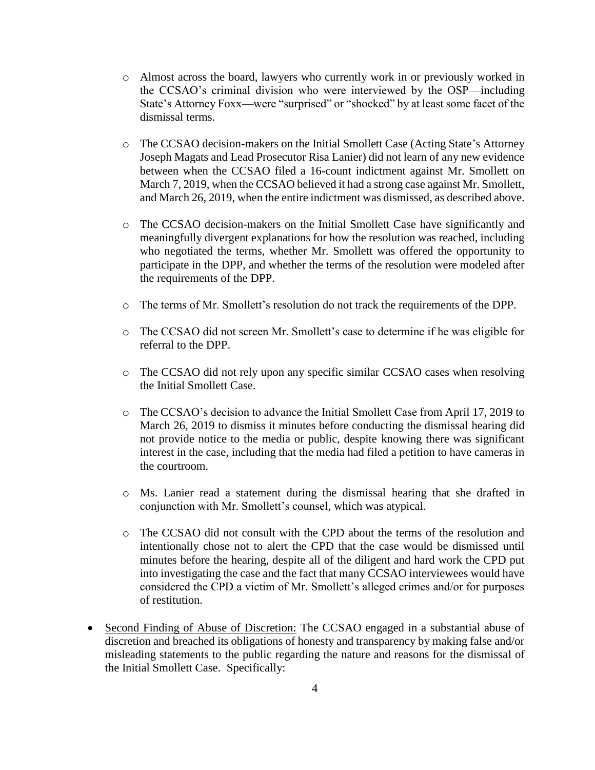- Almost across the board, lawyers who currently work in or previously worked in the CCSAO's criminal division who were interviewed by the OSP—including State's Attorney Foxx—were "surprised" or "shocked" by at least some facet of the dismissal terms.

- The CCSAO decision-makers on the Initial Smollett Case (Acting State's Attorney Joseph Magats and Lead Prosecutor Risa Lanier) did not learn of any new evidence between when the CCSAO filed a 16-count indictment against Mr. Smollett on March 7, 2019, when the CCSAO believed it had a strong case against Mr. Smollett, and March 26, 2019, when the entire indictment was dismissed, as described above.

- The CCSAO decision-makers on the Initial Smollett Case have significantly and meaningfully divergent explanations for how the resolution was reached, including who negotiated the terms, whether Mr. Smollett was offered the opportunity to participate in the DPP, and whether the terms of the resolution were modeled after the requirements of the DPP.

- The terms of Mr. Smollett's resolution do not track the requirements of the DPP.

- The CCSAO did not screen Mr. Smollett's case to determine if he was eligible for referral to the DPP.

- The CCSAO did not rely upon any specific similar CCSAO cases when resolving the Initial Smollett Case.

- The CCSAO's decision to advance the Initial Smollett Case from April 17, 2019 to March 26, 2019 to dismiss it minutes before conducting the dismissal hearing did not provide notice to the media or public, despite knowing there was significant interest in the case, including that the media had filed a petition to have cameras in the courtroom.

- Ms. Lanier read a statement during the dismissal hearing that she drafted in conjunction with Mr. Smollett's counsel, which was atypical.

- The CCSAO did not consult with the CPD about the terms of the resolution and intentionally chose not to alert the CPD that the case would be dismissed until minutes before the hearing, despite all of the diligent and hard work the CPD put into investigating the case and the fact that many CCSAO interviewees would have considered the CPD a victim of Mr. Smollett's alleged crimes and/or for purposes of restitution.

- <u>Second Finding of Abuse of Discretion:</u> The CCSAO engaged in a substantial abuse of discretion and breached its obligations of honesty and transparency by making false and/or misleading statements to the public regarding the nature and reasons for the dismissal of the Initial Smollett Case. Specifically: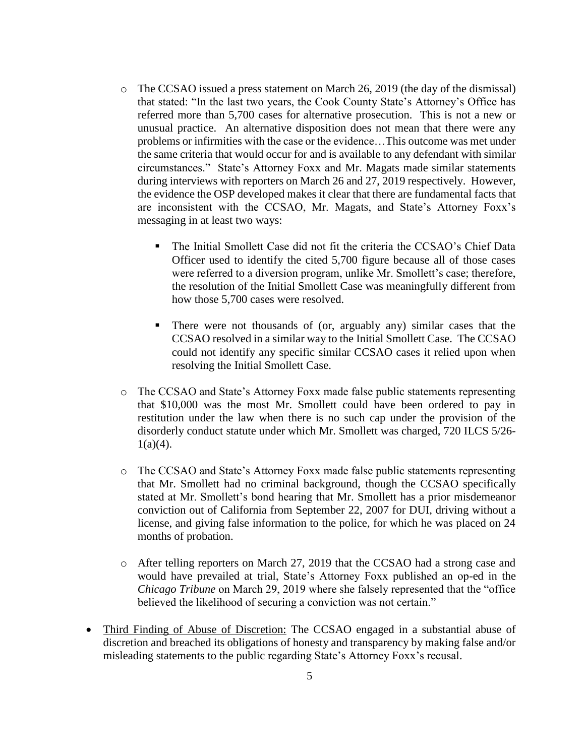- The CCSAO issued a press statement on March 26, 2019 (the day of the dismissal) that stated: "In the last two years, the Cook County State's Attorney's Office has referred more than 5,700 cases for alternative prosecution. This is not a new or unusual practice. An alternative disposition does not mean that there were any problems or infirmities with the case or the evidence…This outcome was met under the same criteria that would occur for and is available to any defendant with similar circumstances." State's Attorney Foxx and Mr. Magats made similar statements during interviews with reporters on March 26 and 27, 2019 respectively. However, the evidence the OSP developed makes it clear that there are fundamental facts that are inconsistent with the CCSAO, Mr. Magats, and State's Attorney Foxx's messaging in at least two ways:
  - The Initial Smollett Case did not fit the criteria the CCSAO's Chief Data Officer used to identify the cited 5,700 figure because all of those cases were referred to a diversion program, unlike Mr. Smollett's case; therefore, the resolution of the Initial Smollett Case was meaningfully different from how those 5,700 cases were resolved.
  - There were not thousands of (or, arguably any) similar cases that the CCSAO resolved in a similar way to the Initial Smollett Case. The CCSAO could not identify any specific similar CCSAO cases it relied upon when resolving the Initial Smollett Case.
- The CCSAO and State's Attorney Foxx made false public statements representing that $10,000 was the most Mr. Smollett could have been ordered to pay in restitution under the law when there is no such cap under the provision of the disorderly conduct statute under which Mr. Smollett was charged, 720 ILCS 5/26-1(a)(4).
- The CCSAO and State's Attorney Foxx made false public statements representing that Mr. Smollett had no criminal background, though the CCSAO specifically stated at Mr. Smollett's bond hearing that Mr. Smollett has a prior misdemeanor conviction out of California from September 22, 2007 for DUI, driving without a license, and giving false information to the police, for which he was placed on 24 months of probation.
- After telling reporters on March 27, 2019 that the CCSAO had a strong case and would have prevailed at trial, State's Attorney Foxx published an op-ed in the *Chicago Tribune* on March 29, 2019 where she falsely represented that the "office believed the likelihood of securing a conviction was not certain."

- <u>Third Finding of Abuse of Discretion:</u> The CCSAO engaged in a substantial abuse of discretion and breached its obligations of honesty and transparency by making false and/or misleading statements to the public regarding State's Attorney Foxx's recusal.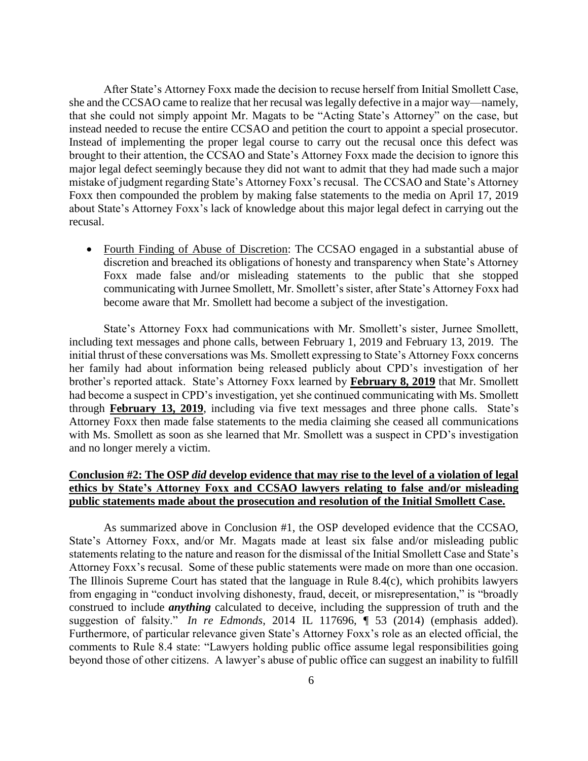After State's Attorney Foxx made the decision to recuse herself from Initial Smollett Case, she and the CCSAO came to realize that her recusal was legally defective in a major way—namely, that she could not simply appoint Mr. Magats to be "Acting State's Attorney" on the case, but instead needed to recuse the entire CCSAO and petition the court to appoint a special prosecutor. Instead of implementing the proper legal course to carry out the recusal once this defect was brought to their attention, the CCSAO and State's Attorney Foxx made the decision to ignore this major legal defect seemingly because they did not want to admit that they had made such a major mistake of judgment regarding State's Attorney Foxx's recusal. The CCSAO and State's Attorney Foxx then compounded the problem by making false statements to the media on April 17, 2019 about State's Attorney Foxx's lack of knowledge about this major legal defect in carrying out the recusal.

- <u>Fourth Finding of Abuse of Discretion</u>: The CCSAO engaged in a substantial abuse of discretion and breached its obligations of honesty and transparency when State's Attorney Foxx made false and/or misleading statements to the public that she stopped communicating with Jurnee Smollett, Mr. Smollett's sister, after State's Attorney Foxx had become aware that Mr. Smollett had become a subject of the investigation.

State's Attorney Foxx had communications with Mr. Smollett's sister, Jurnee Smollett, including text messages and phone calls, between February 1, 2019 and February 13, 2019. The initial thrust of these conversations was Ms. Smollett expressing to State's Attorney Foxx concerns her family had about information being released publicly about CPD's investigation of her brother's reported attack. State's Attorney Foxx learned by **<u>February 8, 2019</u>** that Mr. Smollett had become a suspect in CPD's investigation, yet she continued communicating with Ms. Smollett through **<u>February 13, 2019</u>**, including via five text messages and three phone calls. State's Attorney Foxx then made false statements to the media claiming she ceased all communications with Ms. Smollett as soon as she learned that Mr. Smollett was a suspect in CPD's investigation and no longer merely a victim.

**<u>Conclusion #2: The OSP *did* develop evidence that may rise to the level of a violation of legal ethics by State's Attorney Foxx and CCSAO lawyers relating to false and/or misleading public statements made about the prosecution and resolution of the Initial Smollett Case.</u>**

As summarized above in Conclusion #1, the OSP developed evidence that the CCSAO, State's Attorney Foxx, and/or Mr. Magats made at least six false and/or misleading public statements relating to the nature and reason for the dismissal of the Initial Smollett Case and State's Attorney Foxx's recusal. Some of these public statements were made on more than one occasion. The Illinois Supreme Court has stated that the language in Rule 8.4(c), which prohibits lawyers from engaging in "conduct involving dishonesty, fraud, deceit, or misrepresentation," is "broadly construed to include ***anything*** calculated to deceive, including the suppression of truth and the suggestion of falsity." *In re Edmonds*, 2014 IL 117696, ¶ 53 (2014) (emphasis added). Furthermore, of particular relevance given State's Attorney Foxx's role as an elected official, the comments to Rule 8.4 state: "Lawyers holding public office assume legal responsibilities going beyond those of other citizens. A lawyer's abuse of public office can suggest an inability to fulfill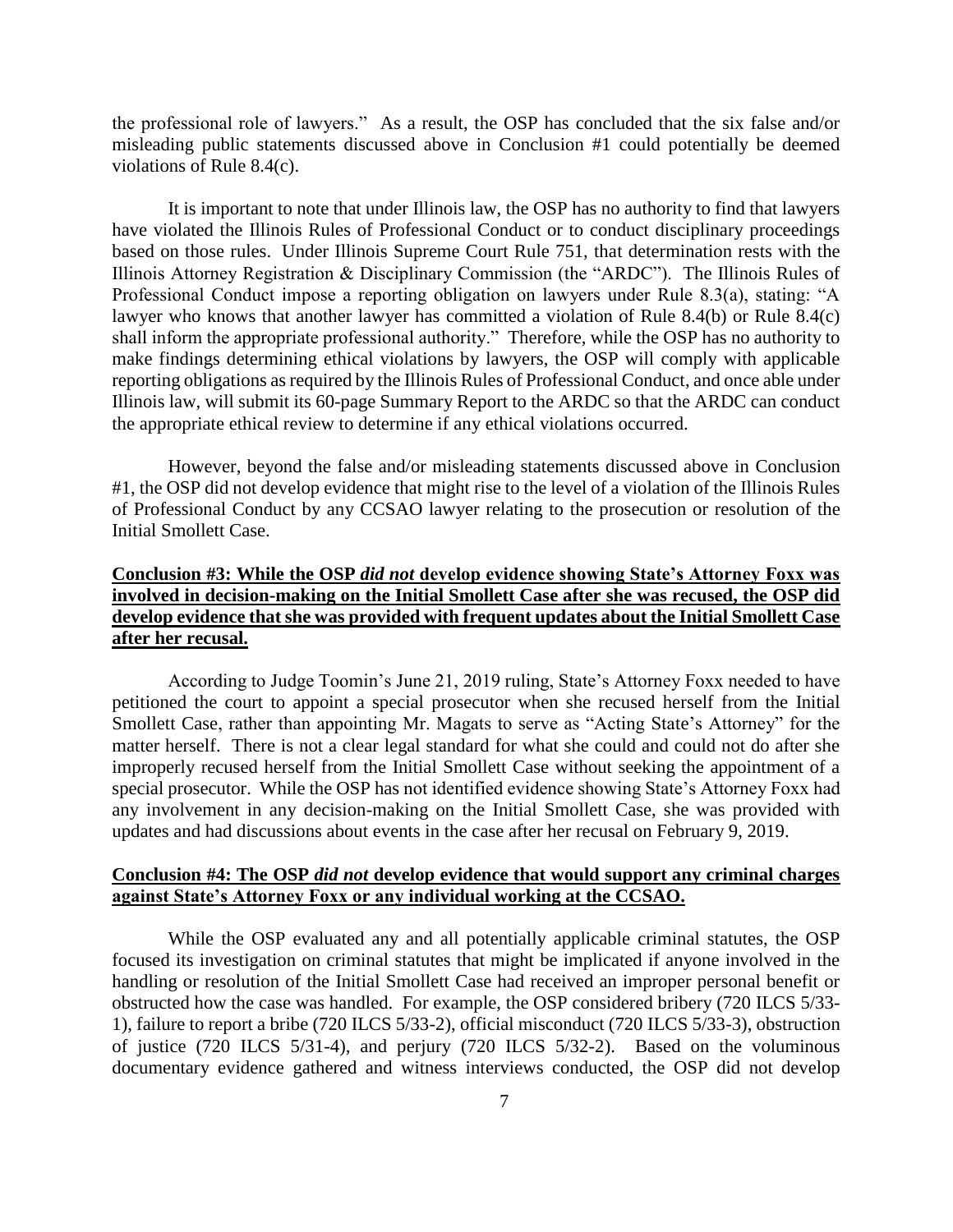the professional role of lawyers." As a result, the OSP has concluded that the six false and/or misleading public statements discussed above in Conclusion #1 could potentially be deemed violations of Rule 8.4(c).

It is important to note that under Illinois law, the OSP has no authority to find that lawyers have violated the Illinois Rules of Professional Conduct or to conduct disciplinary proceedings based on those rules. Under Illinois Supreme Court Rule 751, that determination rests with the Illinois Attorney Registration & Disciplinary Commission (the "ARDC"). The Illinois Rules of Professional Conduct impose a reporting obligation on lawyers under Rule 8.3(a), stating: "A lawyer who knows that another lawyer has committed a violation of Rule 8.4(b) or Rule 8.4(c) shall inform the appropriate professional authority." Therefore, while the OSP has no authority to make findings determining ethical violations by lawyers, the OSP will comply with applicable reporting obligations as required by the Illinois Rules of Professional Conduct, and once able under Illinois law, will submit its 60-page Summary Report to the ARDC so that the ARDC can conduct the appropriate ethical review to determine if any ethical violations occurred.

However, beyond the false and/or misleading statements discussed above in Conclusion #1, the OSP did not develop evidence that might rise to the level of a violation of the Illinois Rules of Professional Conduct by any CCSAO lawyer relating to the prosecution or resolution of the Initial Smollett Case.

**Conclusion #3: While the OSP *did not* develop evidence showing State's Attorney Foxx was involved in decision-making on the Initial Smollett Case after she was recused, the OSP did develop evidence that she was provided with frequent updates about the Initial Smollett Case after her recusal.**

According to Judge Toomin's June 21, 2019 ruling, State's Attorney Foxx needed to have petitioned the court to appoint a special prosecutor when she recused herself from the Initial Smollett Case, rather than appointing Mr. Magats to serve as "Acting State's Attorney" for the matter herself. There is not a clear legal standard for what she could and could not do after she improperly recused herself from the Initial Smollett Case without seeking the appointment of a special prosecutor. While the OSP has not identified evidence showing State's Attorney Foxx had any involvement in any decision-making on the Initial Smollett Case, she was provided with updates and had discussions about events in the case after her recusal on February 9, 2019.

**Conclusion #4: The OSP *did not* develop evidence that would support any criminal charges against State's Attorney Foxx or any individual working at the CCSAO.**

While the OSP evaluated any and all potentially applicable criminal statutes, the OSP focused its investigation on criminal statutes that might be implicated if anyone involved in the handling or resolution of the Initial Smollett Case had received an improper personal benefit or obstructed how the case was handled. For example, the OSP considered bribery (720 ILCS 5/33-1), failure to report a bribe (720 ILCS 5/33-2), official misconduct (720 ILCS 5/33-3), obstruction of justice (720 ILCS 5/31-4), and perjury (720 ILCS 5/32-2). Based on the voluminous documentary evidence gathered and witness interviews conducted, the OSP did not develop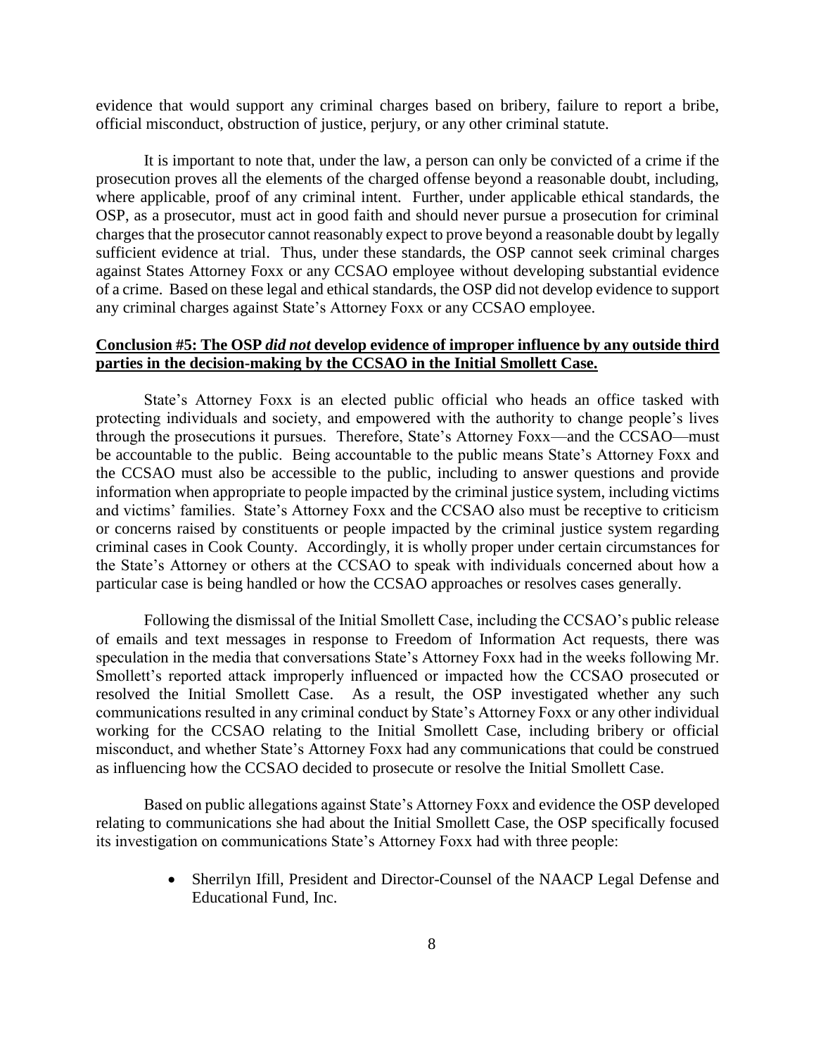evidence that would support any criminal charges based on bribery, failure to report a bribe, official misconduct, obstruction of justice, perjury, or any other criminal statute.

It is important to note that, under the law, a person can only be convicted of a crime if the prosecution proves all the elements of the charged offense beyond a reasonable doubt, including, where applicable, proof of any criminal intent. Further, under applicable ethical standards, the OSP, as a prosecutor, must act in good faith and should never pursue a prosecution for criminal charges that the prosecutor cannot reasonably expect to prove beyond a reasonable doubt by legally sufficient evidence at trial. Thus, under these standards, the OSP cannot seek criminal charges against States Attorney Foxx or any CCSAO employee without developing substantial evidence of a crime. Based on these legal and ethical standards, the OSP did not develop evidence to support any criminal charges against State's Attorney Foxx or any CCSAO employee.

**Conclusion #5: The OSP *did not* develop evidence of improper influence by any outside third parties in the decision-making by the CCSAO in the Initial Smollett Case.**

State's Attorney Foxx is an elected public official who heads an office tasked with protecting individuals and society, and empowered with the authority to change people's lives through the prosecutions it pursues. Therefore, State's Attorney Foxx—and the CCSAO—must be accountable to the public. Being accountable to the public means State's Attorney Foxx and the CCSAO must also be accessible to the public, including to answer questions and provide information when appropriate to people impacted by the criminal justice system, including victims and victims' families. State's Attorney Foxx and the CCSAO also must be receptive to criticism or concerns raised by constituents or people impacted by the criminal justice system regarding criminal cases in Cook County. Accordingly, it is wholly proper under certain circumstances for the State's Attorney or others at the CCSAO to speak with individuals concerned about how a particular case is being handled or how the CCSAO approaches or resolves cases generally.

Following the dismissal of the Initial Smollett Case, including the CCSAO's public release of emails and text messages in response to Freedom of Information Act requests, there was speculation in the media that conversations State's Attorney Foxx had in the weeks following Mr. Smollett's reported attack improperly influenced or impacted how the CCSAO prosecuted or resolved the Initial Smollett Case. As a result, the OSP investigated whether any such communications resulted in any criminal conduct by State's Attorney Foxx or any other individual working for the CCSAO relating to the Initial Smollett Case, including bribery or official misconduct, and whether State's Attorney Foxx had any communications that could be construed as influencing how the CCSAO decided to prosecute or resolve the Initial Smollett Case.

Based on public allegations against State's Attorney Foxx and evidence the OSP developed relating to communications she had about the Initial Smollett Case, the OSP specifically focused its investigation on communications State's Attorney Foxx had with three people:

- Sherrilyn Ifill, President and Director-Counsel of the NAACP Legal Defense and Educational Fund, Inc.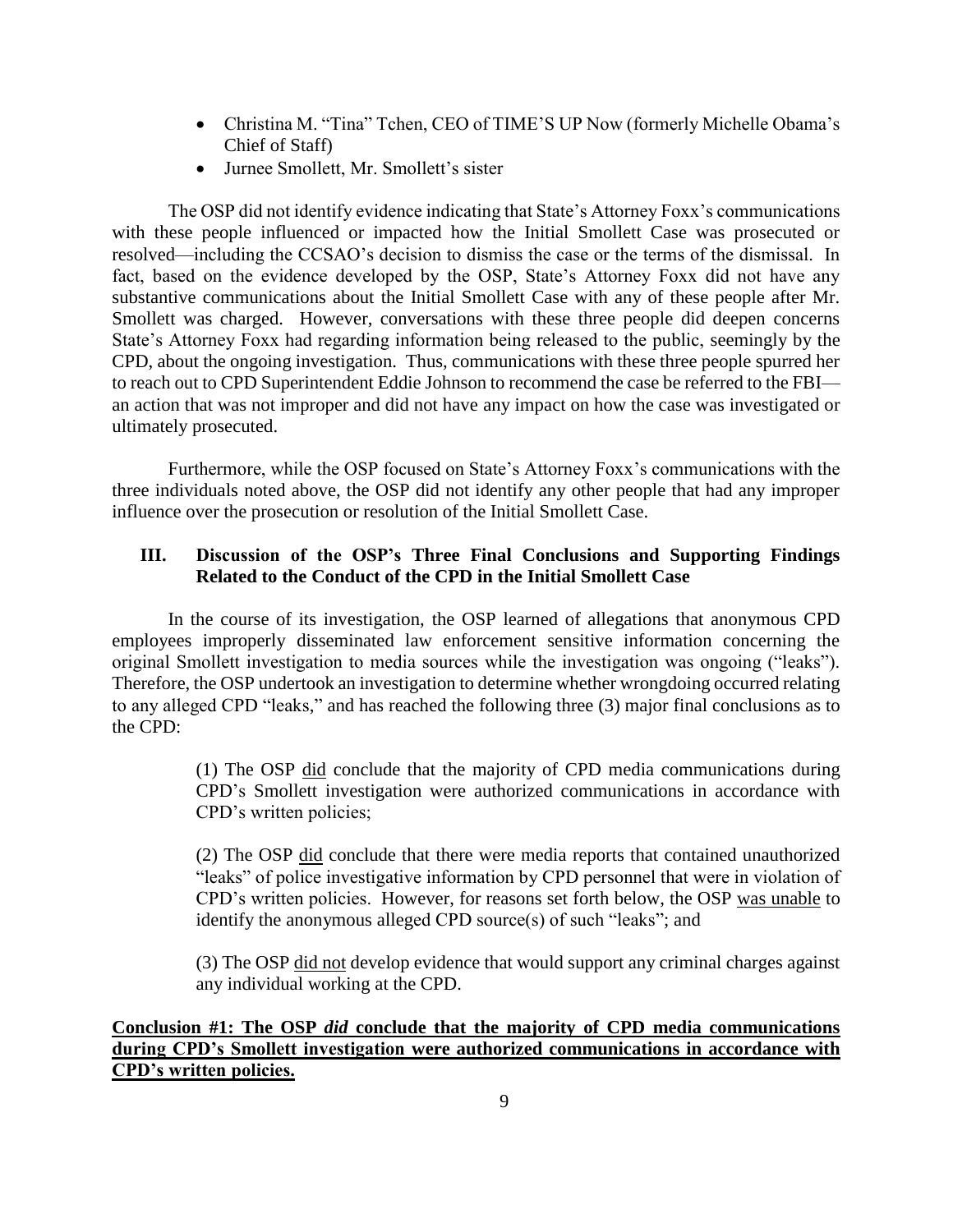- Christina M. "Tina" Tchen, CEO of TIME'S UP Now (formerly Michelle Obama's Chief of Staff)
- Jurnee Smollett, Mr. Smollett's sister

The OSP did not identify evidence indicating that State's Attorney Foxx's communications with these people influenced or impacted how the Initial Smollett Case was prosecuted or resolved—including the CCSAO's decision to dismiss the case or the terms of the dismissal. In fact, based on the evidence developed by the OSP, State's Attorney Foxx did not have any substantive communications about the Initial Smollett Case with any of these people after Mr. Smollett was charged. However, conversations with these three people did deepen concerns State's Attorney Foxx had regarding information being released to the public, seemingly by the CPD, about the ongoing investigation. Thus, communications with these three people spurred her to reach out to CPD Superintendent Eddie Johnson to recommend the case be referred to the FBI—an action that was not improper and did not have any impact on how the case was investigated or ultimately prosecuted.

Furthermore, while the OSP focused on State's Attorney Foxx's communications with the three individuals noted above, the OSP did not identify any other people that had any improper influence over the prosecution or resolution of the Initial Smollett Case.

## III. Discussion of the OSP's Three Final Conclusions and Supporting Findings Related to the Conduct of the CPD in the Initial Smollett Case

In the course of its investigation, the OSP learned of allegations that anonymous CPD employees improperly disseminated law enforcement sensitive information concerning the original Smollett investigation to media sources while the investigation was ongoing ("leaks"). Therefore, the OSP undertook an investigation to determine whether wrongdoing occurred relating to any alleged CPD "leaks," and has reached the following three (3) major final conclusions as to the CPD:

> (1) The OSP <u>did</u> conclude that the majority of CPD media communications during CPD's Smollett investigation were authorized communications in accordance with CPD's written policies;
>
> (2) The OSP <u>did</u> conclude that there were media reports that contained unauthorized "leaks" of police investigative information by CPD personnel that were in violation of CPD's written policies. However, for reasons set forth below, the OSP <u>was unable</u> to identify the anonymous alleged CPD source(s) of such "leaks"; and
>
> (3) The OSP <u>did not</u> develop evidence that would support any criminal charges against any individual working at the CPD.

**<u>Conclusion #1: The OSP *did* conclude that the majority of CPD media communications during CPD's Smollett investigation were authorized communications in accordance with CPD's written policies.</u>**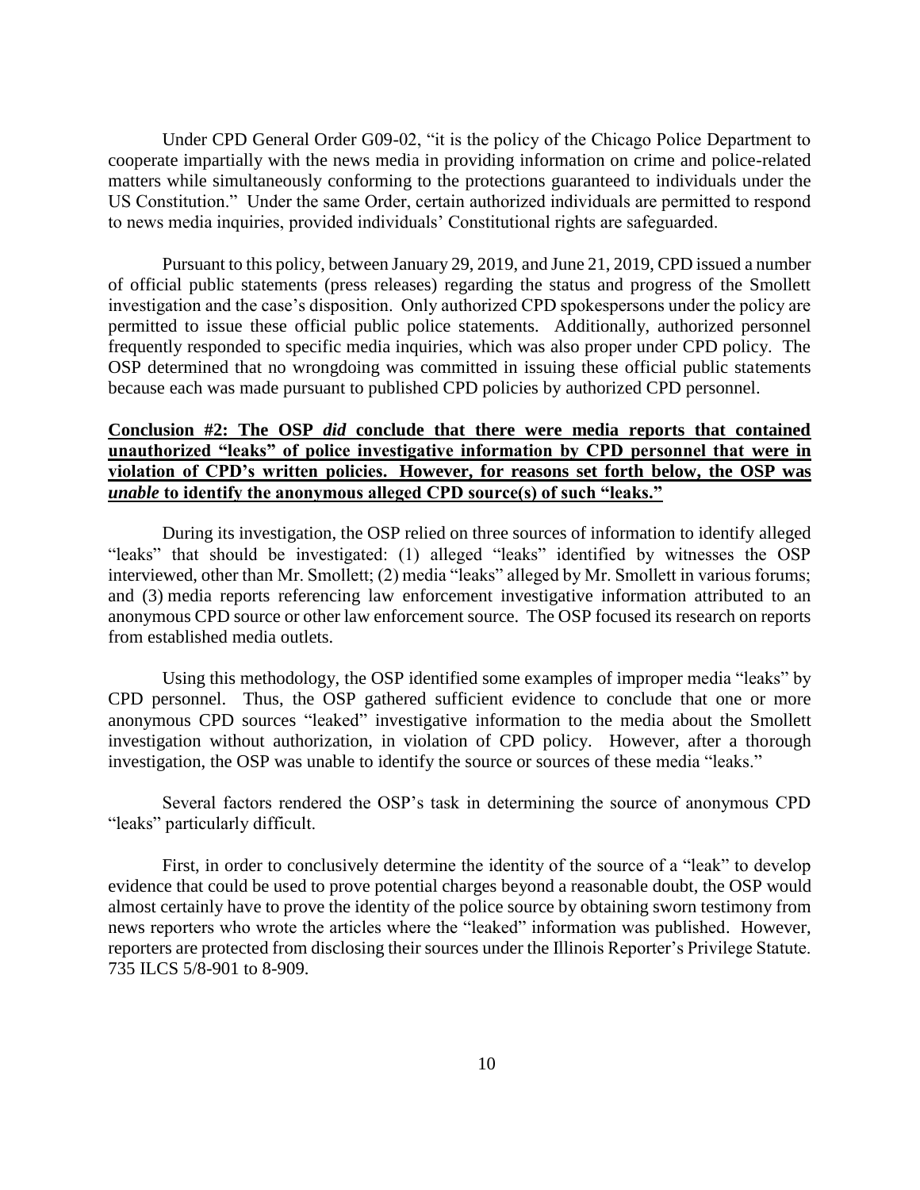Under CPD General Order G09-02, "it is the policy of the Chicago Police Department to cooperate impartially with the news media in providing information on crime and police-related matters while simultaneously conforming to the protections guaranteed to individuals under the US Constitution." Under the same Order, certain authorized individuals are permitted to respond to news media inquiries, provided individuals' Constitutional rights are safeguarded.

Pursuant to this policy, between January 29, 2019, and June 21, 2019, CPD issued a number of official public statements (press releases) regarding the status and progress of the Smollett investigation and the case's disposition. Only authorized CPD spokespersons under the policy are permitted to issue these official public police statements. Additionally, authorized personnel frequently responded to specific media inquiries, which was also proper under CPD policy. The OSP determined that no wrongdoing was committed in issuing these official public statements because each was made pursuant to published CPD policies by authorized CPD personnel.

**Conclusion #2: The OSP *did* conclude that there were media reports that contained unauthorized "leaks" of police investigative information by CPD personnel that were in violation of CPD's written policies. However, for reasons set forth below, the OSP was *unable* to identify the anonymous alleged CPD source(s) of such "leaks."**

During its investigation, the OSP relied on three sources of information to identify alleged "leaks" that should be investigated: (1) alleged "leaks" identified by witnesses the OSP interviewed, other than Mr. Smollett; (2) media "leaks" alleged by Mr. Smollett in various forums; and (3) media reports referencing law enforcement investigative information attributed to an anonymous CPD source or other law enforcement source. The OSP focused its research on reports from established media outlets.

Using this methodology, the OSP identified some examples of improper media "leaks" by CPD personnel. Thus, the OSP gathered sufficient evidence to conclude that one or more anonymous CPD sources "leaked" investigative information to the media about the Smollett investigation without authorization, in violation of CPD policy. However, after a thorough investigation, the OSP was unable to identify the source or sources of these media "leaks."

Several factors rendered the OSP's task in determining the source of anonymous CPD "leaks" particularly difficult.

First, in order to conclusively determine the identity of the source of a "leak" to develop evidence that could be used to prove potential charges beyond a reasonable doubt, the OSP would almost certainly have to prove the identity of the police source by obtaining sworn testimony from news reporters who wrote the articles where the "leaked" information was published. However, reporters are protected from disclosing their sources under the Illinois Reporter's Privilege Statute. 735 ILCS 5/8-901 to 8-909.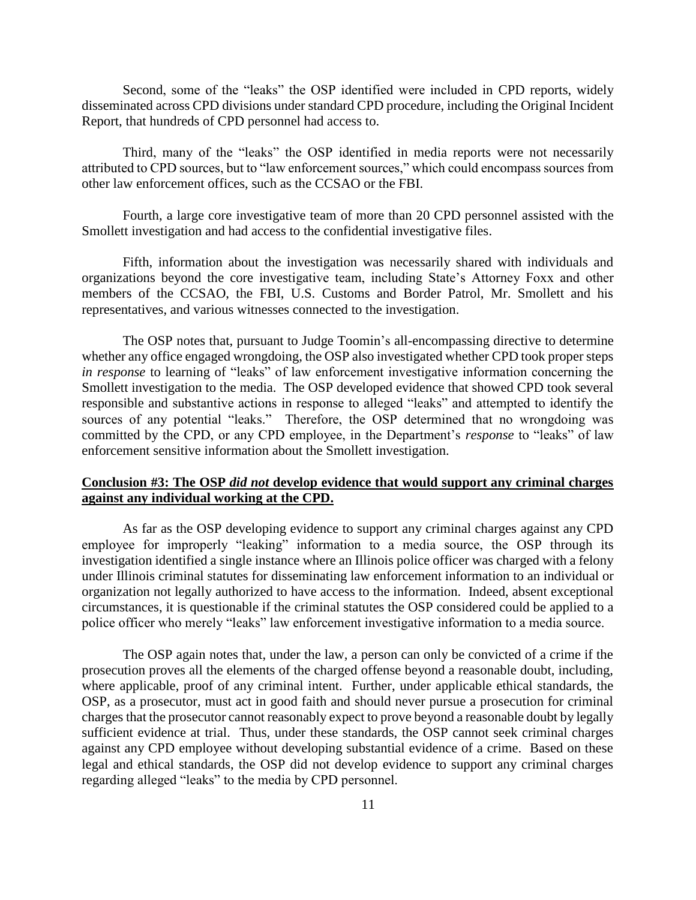Second, some of the "leaks" the OSP identified were included in CPD reports, widely disseminated across CPD divisions under standard CPD procedure, including the Original Incident Report, that hundreds of CPD personnel had access to.

Third, many of the "leaks" the OSP identified in media reports were not necessarily attributed to CPD sources, but to "law enforcement sources," which could encompass sources from other law enforcement offices, such as the CCSAO or the FBI.

Fourth, a large core investigative team of more than 20 CPD personnel assisted with the Smollett investigation and had access to the confidential investigative files.

Fifth, information about the investigation was necessarily shared with individuals and organizations beyond the core investigative team, including State's Attorney Foxx and other members of the CCSAO, the FBI, U.S. Customs and Border Patrol, Mr. Smollett and his representatives, and various witnesses connected to the investigation.

The OSP notes that, pursuant to Judge Toomin's all-encompassing directive to determine whether any office engaged wrongdoing, the OSP also investigated whether CPD took proper steps *in response* to learning of "leaks" of law enforcement investigative information concerning the Smollett investigation to the media. The OSP developed evidence that showed CPD took several responsible and substantive actions in response to alleged "leaks" and attempted to identify the sources of any potential "leaks." Therefore, the OSP determined that no wrongdoing was committed by the CPD, or any CPD employee, in the Department's *response* to "leaks" of law enforcement sensitive information about the Smollett investigation.

**Conclusion #3: The OSP *did not* develop evidence that would support any criminal charges against any individual working at the CPD.**

As far as the OSP developing evidence to support any criminal charges against any CPD employee for improperly "leaking" information to a media source, the OSP through its investigation identified a single instance where an Illinois police officer was charged with a felony under Illinois criminal statutes for disseminating law enforcement information to an individual or organization not legally authorized to have access to the information. Indeed, absent exceptional circumstances, it is questionable if the criminal statutes the OSP considered could be applied to a police officer who merely "leaks" law enforcement investigative information to a media source.

The OSP again notes that, under the law, a person can only be convicted of a crime if the prosecution proves all the elements of the charged offense beyond a reasonable doubt, including, where applicable, proof of any criminal intent. Further, under applicable ethical standards, the OSP, as a prosecutor, must act in good faith and should never pursue a prosecution for criminal charges that the prosecutor cannot reasonably expect to prove beyond a reasonable doubt by legally sufficient evidence at trial. Thus, under these standards, the OSP cannot seek criminal charges against any CPD employee without developing substantial evidence of a crime. Based on these legal and ethical standards, the OSP did not develop evidence to support any criminal charges regarding alleged "leaks" to the media by CPD personnel.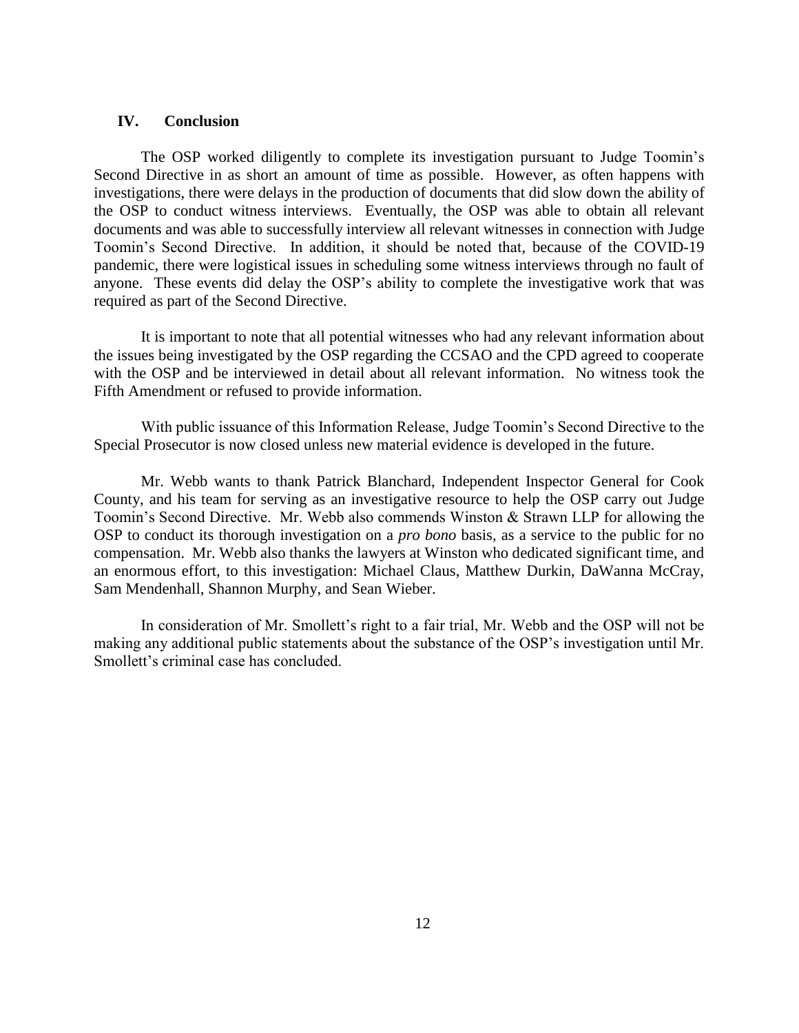## IV. Conclusion

The OSP worked diligently to complete its investigation pursuant to Judge Toomin's Second Directive in as short an amount of time as possible. However, as often happens with investigations, there were delays in the production of documents that did slow down the ability of the OSP to conduct witness interviews. Eventually, the OSP was able to obtain all relevant documents and was able to successfully interview all relevant witnesses in connection with Judge Toomin's Second Directive. In addition, it should be noted that, because of the COVID-19 pandemic, there were logistical issues in scheduling some witness interviews through no fault of anyone. These events did delay the OSP's ability to complete the investigative work that was required as part of the Second Directive.

It is important to note that all potential witnesses who had any relevant information about the issues being investigated by the OSP regarding the CCSAO and the CPD agreed to cooperate with the OSP and be interviewed in detail about all relevant information. No witness took the Fifth Amendment or refused to provide information.

With public issuance of this Information Release, Judge Toomin's Second Directive to the Special Prosecutor is now closed unless new material evidence is developed in the future.

Mr. Webb wants to thank Patrick Blanchard, Independent Inspector General for Cook County, and his team for serving as an investigative resource to help the OSP carry out Judge Toomin's Second Directive. Mr. Webb also commends Winston & Strawn LLP for allowing the OSP to conduct its thorough investigation on a *pro bono* basis, as a service to the public for no compensation. Mr. Webb also thanks the lawyers at Winston who dedicated significant time, and an enormous effort, to this investigation: Michael Claus, Matthew Durkin, DaWanna McCray, Sam Mendenhall, Shannon Murphy, and Sean Wieber.

In consideration of Mr. Smollett's right to a fair trial, Mr. Webb and the OSP will not be making any additional public statements about the substance of the OSP's investigation until Mr. Smollett's criminal case has concluded.